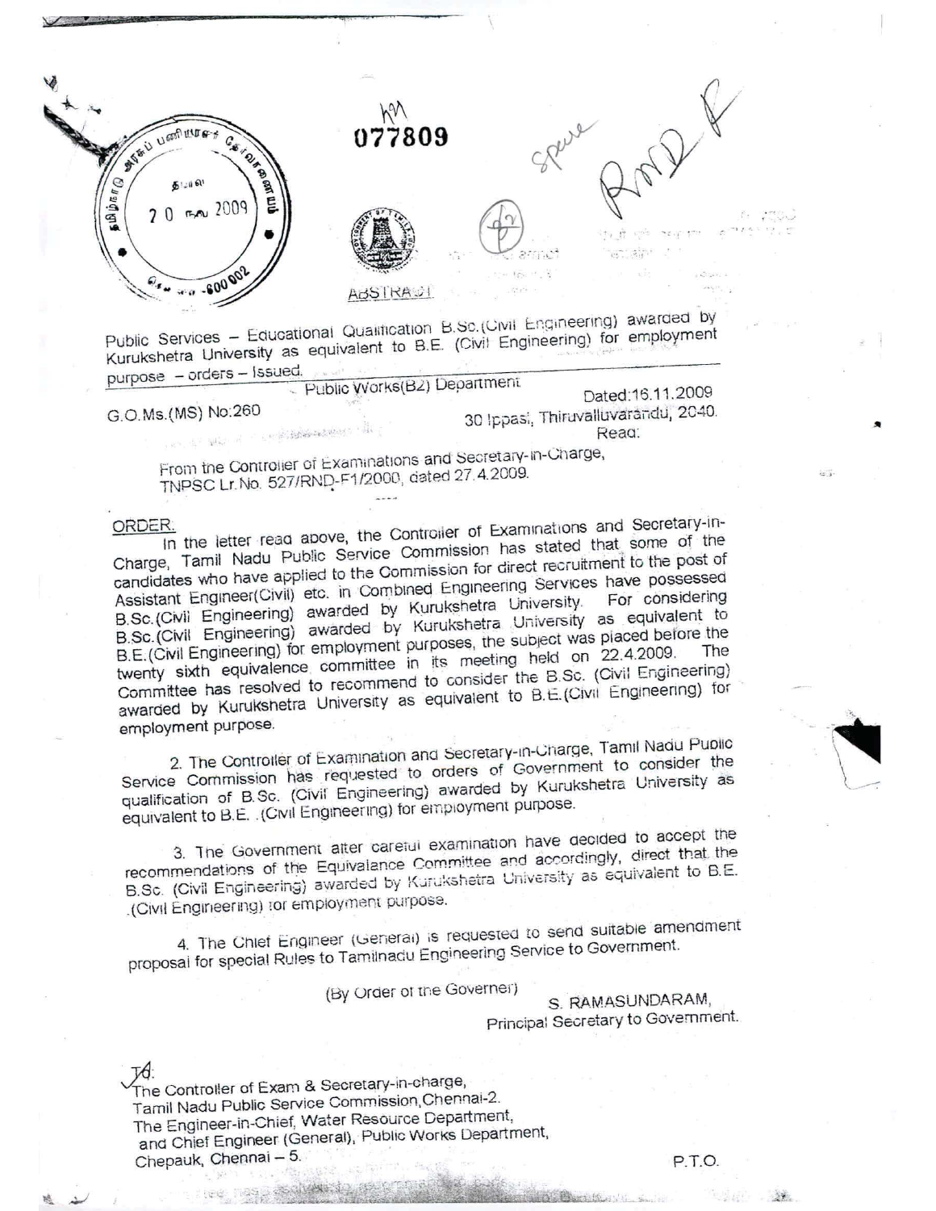077809

ABSTRACT

Public Services – Educational Qualification B.Sc.(Civil Engineering) awarded by Kurukshetra University as equivalent to B.E. (Civil Engineering) for employment purpose – orders – Issued.

Public Works(B2) Department

G.O.Ms.(MS) No:260

Dated:16.11.2009
30 Ippasi, Thiruvalluvarandu, 2040.
Read:

From the Controller of Examinations and Secretary-in-Charge, TNPSC Lr.No. 527/RND-F1/2000, dated 27.4.2009.

----

ORDER.

In the letter read above, the Controller of Examinations and Secretary-in-Charge, Tamil Nadu Public Service Commission has stated that some of the candidates who have applied to the Commission for direct recruitment to the post of Assistant Engineer(Civil) etc. in Combined Engineering Services have possessed B.Sc.(Civil Engineering) awarded by Kurukshetra University. For considering B.Sc.(Civil Engineering) awarded by Kurukshetra University as equivalent to B.E.(Civil Engineering) for employment purposes, the subject was placed before the twenty sixth equivalence committee in its meeting held on 22.4.2009. The Committee has resolved to recommend to consider the B.Sc. (Civil Engineering) awarded by Kurukshetra University as equivalent to B.E.(Civil Engineering) for employment purpose.

2. The Controller of Examination and Secretary-in-Charge, Tamil Nadu Public Service Commission has requested to orders of Government to consider the qualification of B.Sc. (Civil Engineering) awarded by Kurukshetra University as equivalent to B.E. .(Civil Engineering) for employment purpose.

3. The Government after careful examination have decided to accept the recommendations of the Equivalance Committee and accordingly, direct that the B.Sc. (Civil Engineering) awarded by Kurukshetra University as equivalent to B.E. .(Civil Engineering) for employment purpose.

4. The Chief Engineer (General) is requested to send suitable amendment proposal for special Rules to Tamilnadu Engineering Service to Government.

(By Order of the Governer)

S. RAMASUNDARAM,
Principal Secretary to Government.

To:
The Controller of Exam & Secretary-in-charge,
Tamil Nadu Public Service Commission,Chennai-2.
The Engineer-in-Chief, Water Resource Department,
and Chief Engineer (General), Public Works Department,
Chepauk, Chennai – 5.

P.T.O.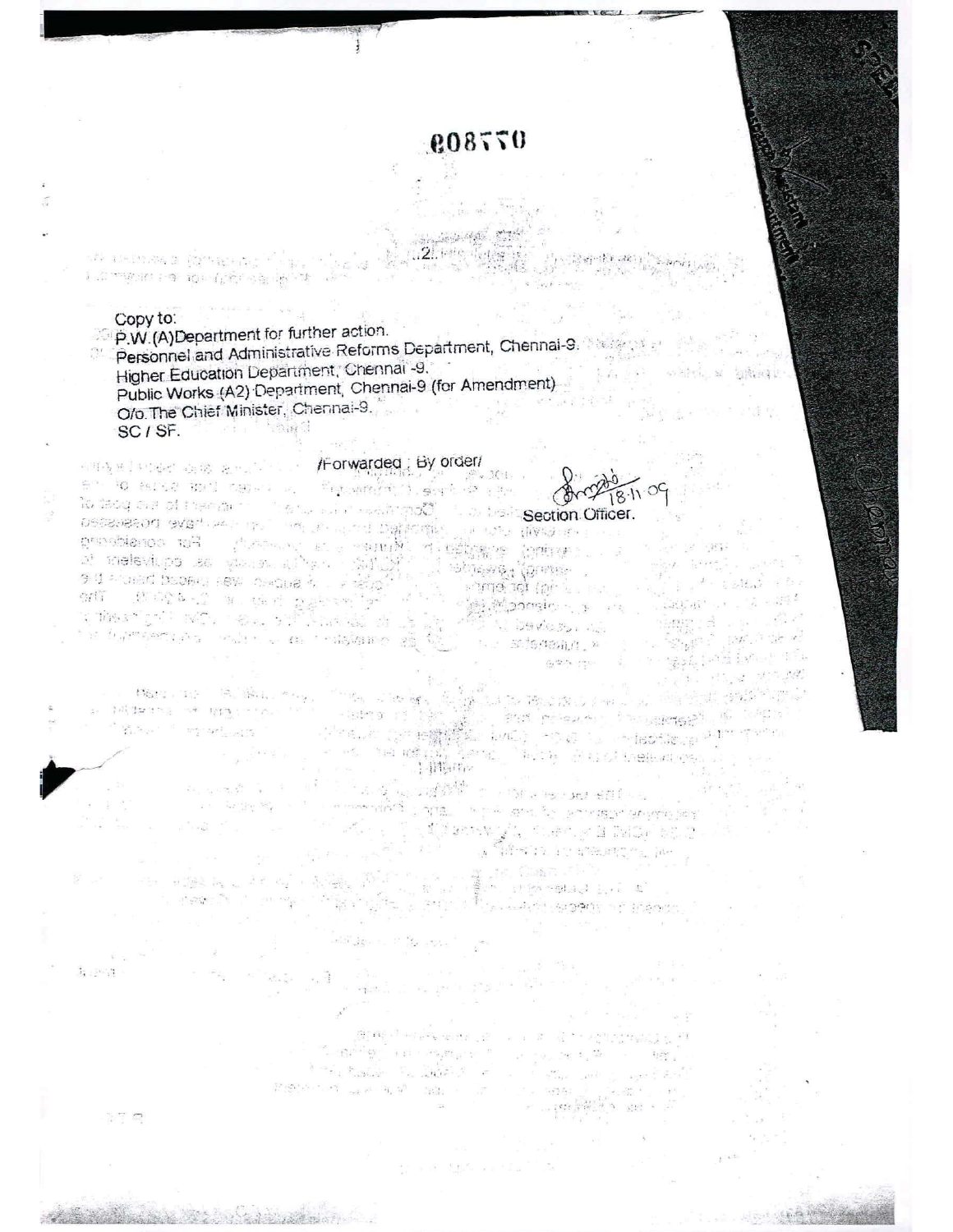608770

..2..

Copy to:
P.W.(A)Department for further action.
Personnel and Administrative Reforms Department, Chennai-9.
Higher Education Department, Chennai -9.
Public Works (A2) Department, Chennai-9 (for Amendment)
O/o.The Chief Minister, Chennai-9.
SC / SF.

/Forwarded : By order/

18.11.09
Section Officer.